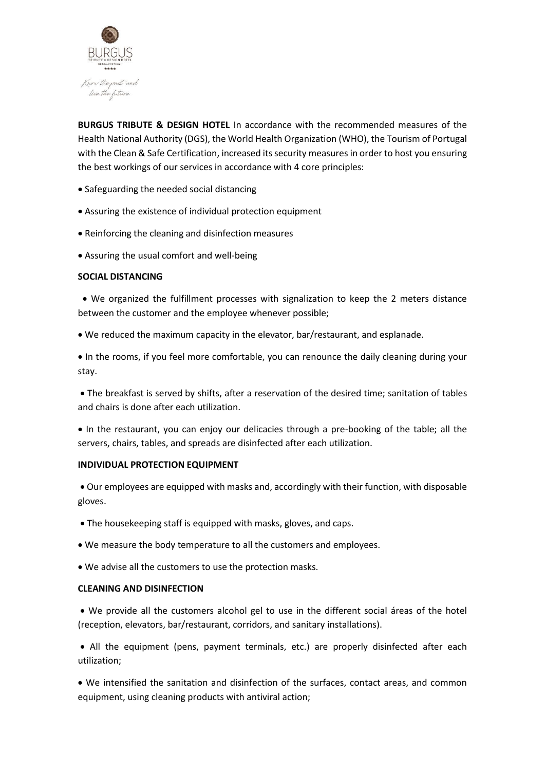BURGUS
TRIBUTE & DESIGN HOTEL
BRAGA·PORTUGAL
★★★★

*Know the past and live the future*

**BURGUS TRIBUTE & DESIGN HOTEL** In accordance with the recommended measures of the Health National Authority (DGS), the World Health Organization (WHO), the Tourism of Portugal with the Clean & Safe Certification, increased its security measures in order to host you ensuring the best workings of our services in accordance with 4 core principles:

- Safeguarding the needed social distancing
- Assuring the existence of individual protection equipment
- Reinforcing the cleaning and disinfection measures
- Assuring the usual comfort and well-being

**SOCIAL DISTANCING**

- We organized the fulfillment processes with signalization to keep the 2 meters distance between the customer and the employee whenever possible;
- We reduced the maximum capacity in the elevator, bar/restaurant, and esplanade.
- In the rooms, if you feel more comfortable, you can renounce the daily cleaning during your stay.
- The breakfast is served by shifts, after a reservation of the desired time; sanitation of tables and chairs is done after each utilization.
- In the restaurant, you can enjoy our delicacies through a pre-booking of the table; all the servers, chairs, tables, and spreads are disinfected after each utilization.

**INDIVIDUAL PROTECTION EQUIPMENT**

- Our employees are equipped with masks and, accordingly with their function, with disposable gloves.
- The housekeeping staff is equipped with masks, gloves, and caps.
- We measure the body temperature to all the customers and employees.
- We advise all the customers to use the protection masks.

**CLEANING AND DISINFECTION**

- We provide all the customers alcohol gel to use in the different social áreas of the hotel (reception, elevators, bar/restaurant, corridors, and sanitary installations).
- All the equipment (pens, payment terminals, etc.) are properly disinfected after each utilization;
- We intensified the sanitation and disinfection of the surfaces, contact areas, and common equipment, using cleaning products with antiviral action;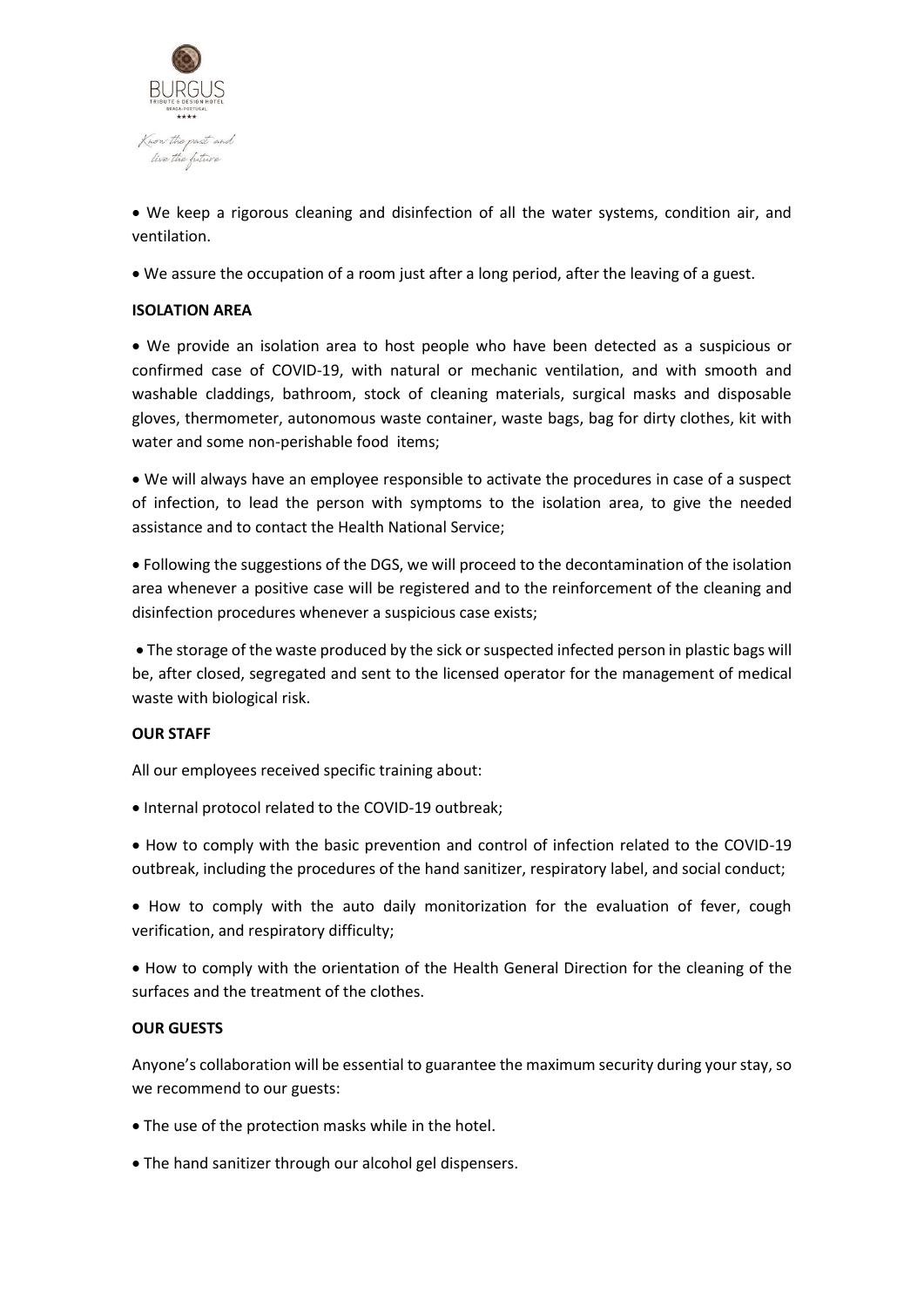- We keep a rigorous cleaning and disinfection of all the water systems, condition air, and ventilation.

- We assure the occupation of a room just after a long period, after the leaving of a guest.

**ISOLATION AREA**

- We provide an isolation area to host people who have been detected as a suspicious or confirmed case of COVID-19, with natural or mechanic ventilation, and with smooth and washable claddings, bathroom, stock of cleaning materials, surgical masks and disposable gloves, thermometer, autonomous waste container, waste bags, bag for dirty clothes, kit with water and some non-perishable food items;

- We will always have an employee responsible to activate the procedures in case of a suspect of infection, to lead the person with symptoms to the isolation area, to give the needed assistance and to contact the Health National Service;

- Following the suggestions of the DGS, we will proceed to the decontamination of the isolation area whenever a positive case will be registered and to the reinforcement of the cleaning and disinfection procedures whenever a suspicious case exists;

- The storage of the waste produced by the sick or suspected infected person in plastic bags will be, after closed, segregated and sent to the licensed operator for the management of medical waste with biological risk.

**OUR STAFF**

All our employees received specific training about:

- Internal protocol related to the COVID-19 outbreak;

- How to comply with the basic prevention and control of infection related to the COVID-19 outbreak, including the procedures of the hand sanitizer, respiratory label, and social conduct;

- How to comply with the auto daily monitorization for the evaluation of fever, cough verification, and respiratory difficulty;

- How to comply with the orientation of the Health General Direction for the cleaning of the surfaces and the treatment of the clothes.

**OUR GUESTS**

Anyone's collaboration will be essential to guarantee the maximum security during your stay, so we recommend to our guests:

- The use of the protection masks while in the hotel.

- The hand sanitizer through our alcohol gel dispensers.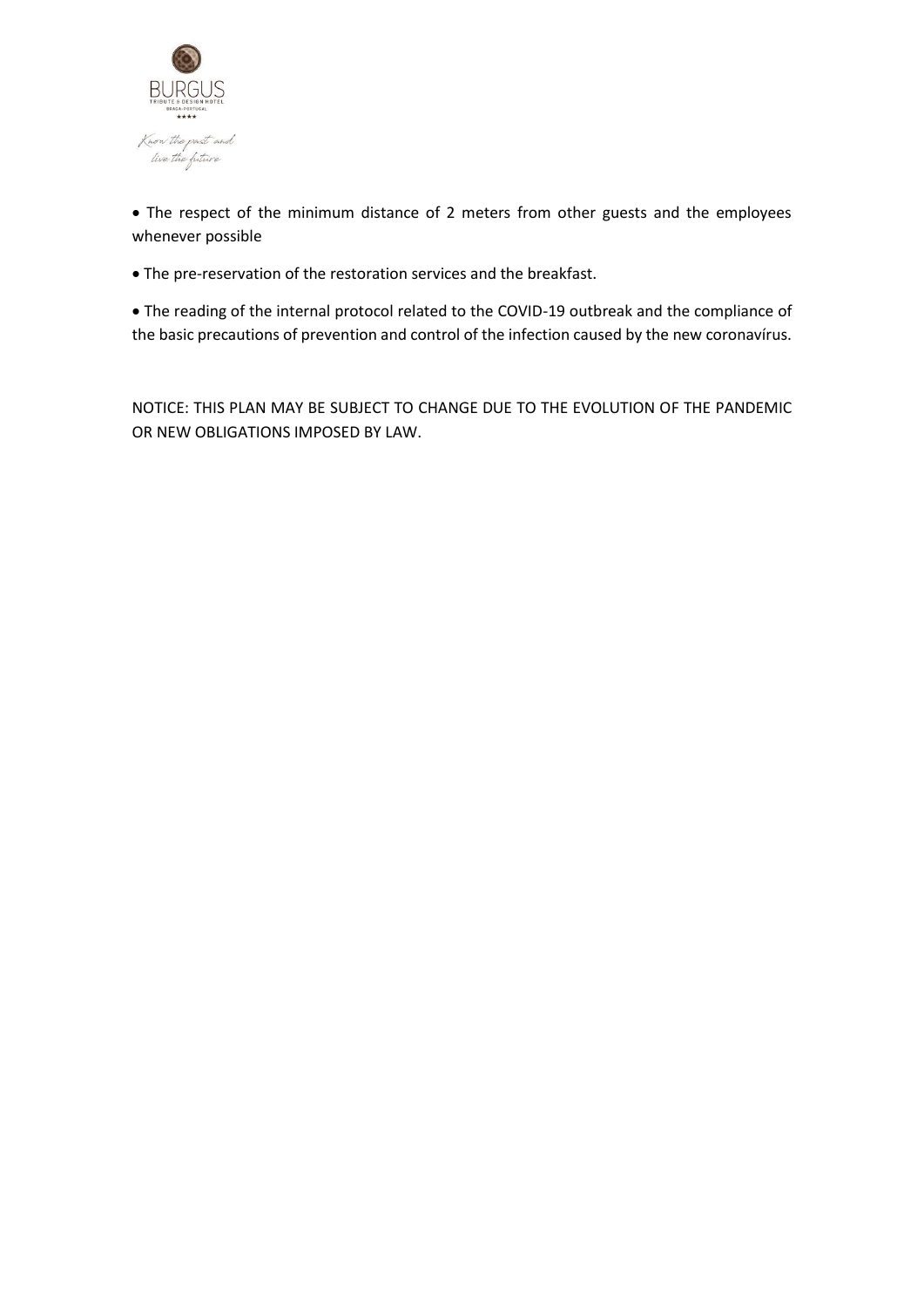- The respect of the minimum distance of 2 meters from other guests and the employees whenever possible
- The pre-reservation of the restoration services and the breakfast.
- The reading of the internal protocol related to the COVID-19 outbreak and the compliance of the basic precautions of prevention and control of the infection caused by the new coronavírus.

NOTICE: THIS PLAN MAY BE SUBJECT TO CHANGE DUE TO THE EVOLUTION OF THE PANDEMIC OR NEW OBLIGATIONS IMPOSED BY LAW.